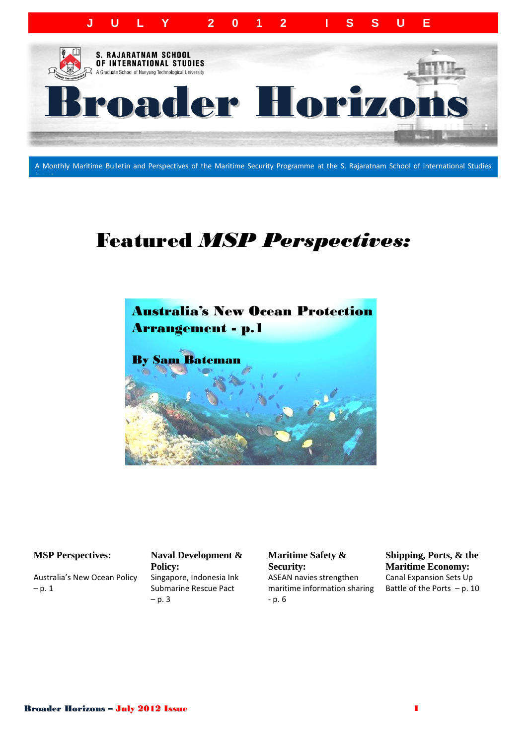JULY 2012 ISSUE

S. RAJARATNAM SCHOOL OF INTERNATIONAL STUDIES
A Graduate School of Nanyang Technological University

# Broader Horizons

A Monthly Maritime Bulletin and Perspectives of the Maritime Security Programme at the S. Rajaratnam School of International Studies

## Featured *MSP Perspectives:*

**Australia's New Ocean Protection Arrangement - p.1**

**By Sam Bateman**

**MSP Perspectives:**

Australia's New Ocean Policy – p. 1

**Naval Development & Policy:**

Singapore, Indonesia Ink Submarine Rescue Pact – p. 3

**Maritime Safety & Security:**

ASEAN navies strengthen maritime information sharing - p. 6

**Shipping, Ports, & the Maritime Economy:**

Canal Expansion Sets Up Battle of the Ports – p. 10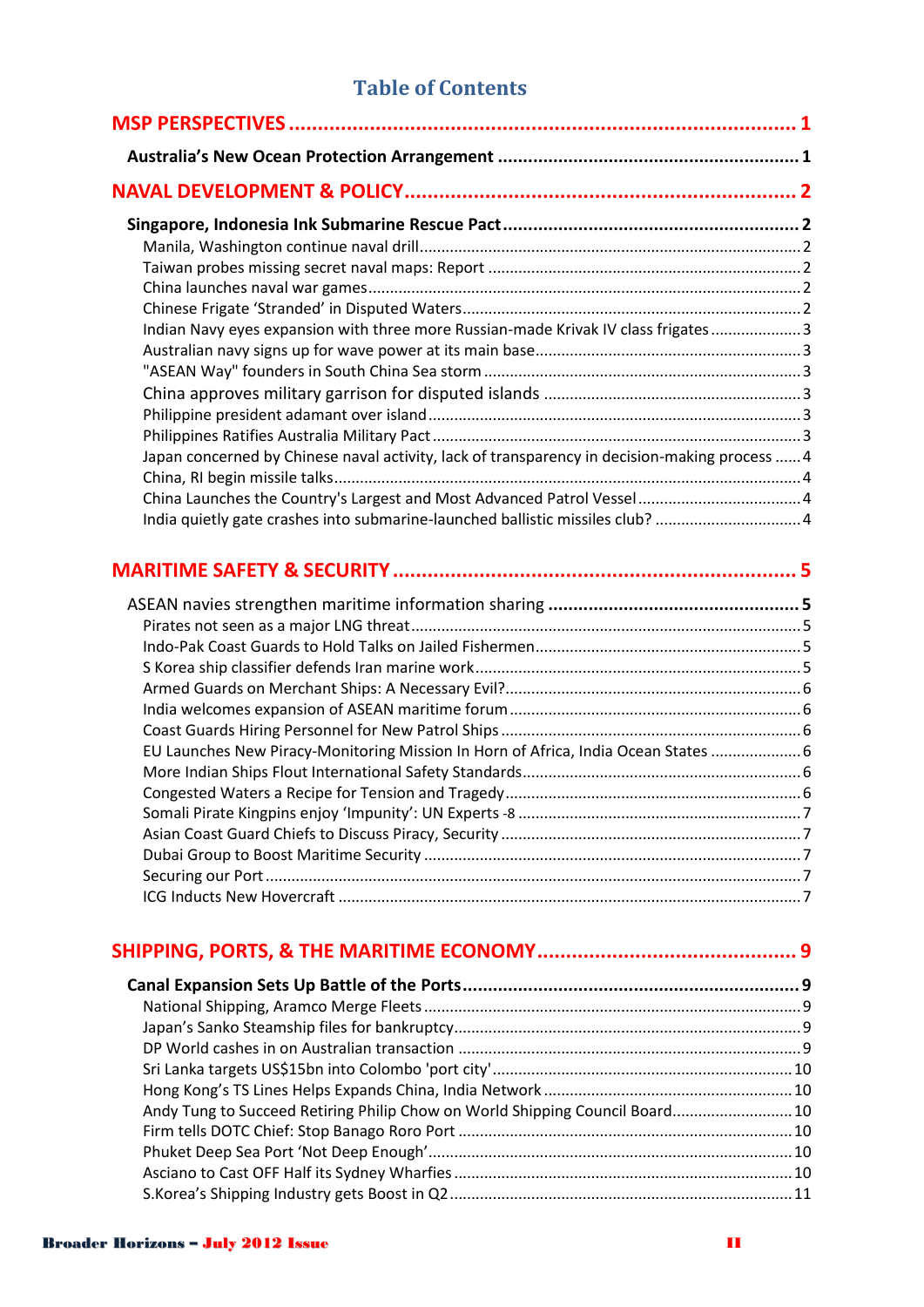# Table of Contents

**MSP PERSPECTIVES** ........................................................................................ 1

**Australia's New Ocean Protection Arrangement** ............................................................ 1

**NAVAL DEVELOPMENT & POLICY** ...................................................................... 2

**Singapore, Indonesia Ink Submarine Rescue Pact** ........................................................ 2

Manila, Washington continue naval drill ........................................................................ 2
Taiwan probes missing secret naval maps: Report ........................................................ 2
China launches naval war games .................................................................................. 2
Chinese Frigate 'Stranded' in Disputed Waters ............................................................... 2
Indian Navy eyes expansion with three more Russian-made Krivak IV class frigates ..................... 3
Australian navy signs up for wave power at its main base ............................................. 3
"ASEAN Way" founders in South China Sea storm ......................................................... 3
China approves military garrison for disputed islands .................................................... 3
Philippine president adamant over island ..................................................................... 3
Philippines Ratifies Australia Military Pact ..................................................................... 3
Japan concerned by Chinese naval activity, lack of transparency in decision-making process ...... 4
China, RI begin missile talks ........................................................................................... 4
China Launches the Country's Largest and Most Advanced Patrol Vessel ....................................... 4
India quietly gate crashes into submarine-launched ballistic missiles club? .................................. 4

**MARITIME SAFETY & SECURITY** ....................................................................... 5

ASEAN navies strengthen maritime information sharing .................................................. 5

Pirates not seen as a major LNG threat .......................................................................... 5
Indo-Pak Coast Guards to Hold Talks on Jailed Fishermen .............................................. 5
S Korea ship classifier defends Iran marine work ........................................................... 5
Armed Guards on Merchant Ships: A Necessary Evil? ....................................................... 6
India welcomes expansion of ASEAN maritime forum ..................................................... 6
Coast Guards Hiring Personnel for New Patrol Ships ...................................................... 6
EU Launches New Piracy-Monitoring Mission In Horn of Africa, India Ocean States ..................... 6
More Indian Ships Flout International Safety Standards ................................................... 6
Congested Waters a Recipe for Tension and Tragedy ....................................................... 6
Somali Pirate Kingpins enjoy 'Impunity': UN Experts -8 ................................................... 7
Asian Coast Guard Chiefs to Discuss Piracy, Security ....................................................... 7
Dubai Group to Boost Maritime Security ......................................................................... 7
Securing our Port .............................................................................................................. 7
ICG Inducts New Hovercraft .............................................................................................. 7

**SHIPPING, PORTS, & THE MARITIME ECONOMY** ............................................ 9

**Canal Expansion Sets Up Battle of the Ports** ................................................................. 9

National Shipping, Aramco Merge Fleets ........................................................................ 9
Japan's Sanko Steamship files for bankruptcy ................................................................. 9
DP World cashes in on Australian transaction ................................................................. 9
Sri Lanka targets US$15bn into Colombo 'port city' ........................................................ 10
Hong Kong's TS Lines Helps Expands China, India Network ............................................. 10
Andy Tung to Succeed Retiring Philip Chow on World Shipping Council Board ....................... 10
Firm tells DOTC Chief: Stop Banago Roro Port ................................................................ 10
Phuket Deep Sea Port 'Not Deep Enough' ....................................................................... 10
Asciano to Cast OFF Half its Sydney Wharfies ................................................................. 10
S.Korea's Shipping Industry gets Boost in Q2 .................................................................. 11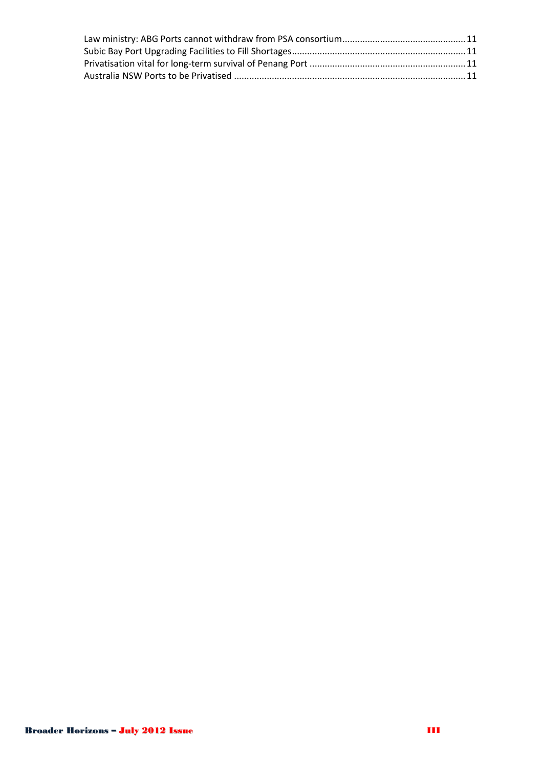Law ministry: ABG Ports cannot withdraw from PSA consortium....11
Subic Bay Port Upgrading Facilities to Fill Shortages....11
Privatisation vital for long-term survival of Penang Port....11
Australia NSW Ports to be Privatised....11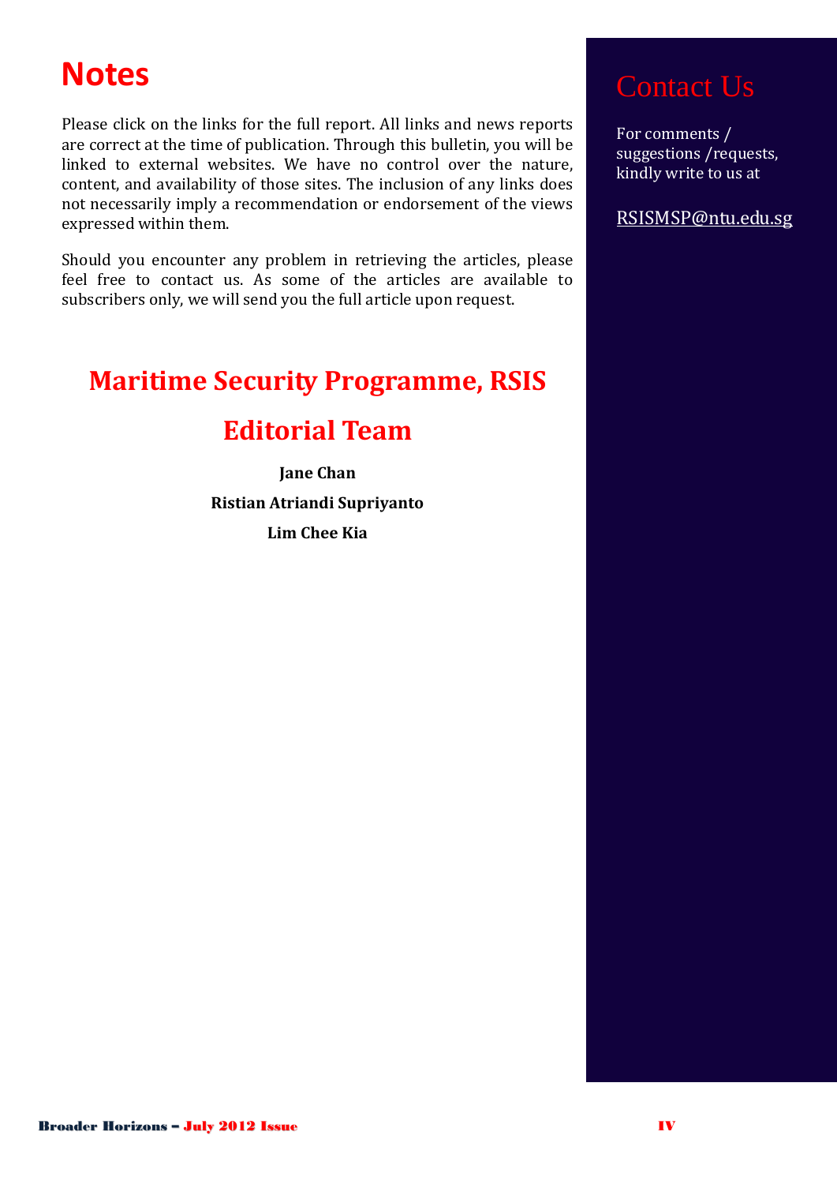# Notes

Please click on the links for the full report. All links and news reports are correct at the time of publication. Through this bulletin, you will be linked to external websites. We have no control over the nature, content, and availability of those sites. The inclusion of any links does not necessarily imply a recommendation or endorsement of the views expressed within them.

Should you encounter any problem in retrieving the articles, please feel free to contact us. As some of the articles are available to subscribers only, we will send you the full article upon request.

## Maritime Security Programme, RSIS

## Editorial Team

**Jane Chan**

**Ristian Atriandi Supriyanto**

**Lim Chee Kia**

# Contact Us

For comments / suggestions /requests, kindly write to us at

RSISMSP@ntu.edu.sg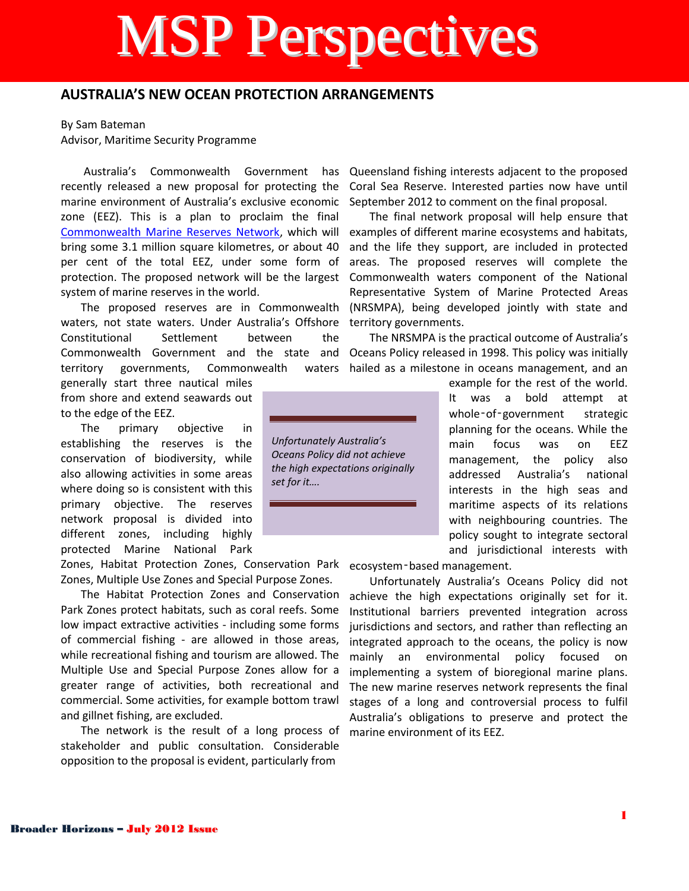# MSP Perspectives

## AUSTRALIA'S NEW OCEAN PROTECTION ARRANGEMENTS

By Sam Bateman
Advisor, Maritime Security Programme

Australia's Commonwealth Government has recently released a new proposal for protecting the marine environment of Australia's exclusive economic zone (EEZ). This is a plan to proclaim the final [Commonwealth Marine Reserves Network](), which will bring some 3.1 million square kilometres, or about 40 per cent of the total EEZ, under some form of protection. The proposed network will be the largest system of marine reserves in the world.

The proposed reserves are in Commonwealth waters, not state waters. Under Australia's Offshore Constitutional Settlement between the Commonwealth Government and the state and territory governments, Commonwealth waters generally start three nautical miles from shore and extend seawards out to the edge of the EEZ.

The primary objective in establishing the reserves is the conservation of biodiversity, while also allowing activities in some areas where doing so is consistent with this primary objective. The reserves network proposal is divided into different zones, including highly protected Marine National Park Zones, Habitat Protection Zones, Conservation Park Zones, Multiple Use Zones and Special Purpose Zones.

The Habitat Protection Zones and Conservation Park Zones protect habitats, such as coral reefs. Some low impact extractive activities - including some forms of commercial fishing - are allowed in those areas, while recreational fishing and tourism are allowed. The Multiple Use and Special Purpose Zones allow for a greater range of activities, both recreational and commercial. Some activities, for example bottom trawl and gillnet fishing, are excluded.

The network is the result of a long process of stakeholder and public consultation. Considerable opposition to the proposal is evident, particularly from Queensland fishing interests adjacent to the proposed Coral Sea Reserve. Interested parties now have until September 2012 to comment on the final proposal.

The final network proposal will help ensure that examples of different marine ecosystems and habitats, and the life they support, are included in protected areas. The proposed reserves will complete the Commonwealth waters component of the National Representative System of Marine Protected Areas (NRSMPA), being developed jointly with state and territory governments.

The NRSMPA is the practical outcome of Australia's Oceans Policy released in 1998. This policy was initially hailed as a milestone in oceans management, and an example for the rest of the world. It was a bold attempt at whole-of-government strategic planning for the oceans. While the main focus was on EEZ management, the policy also addressed Australia's national interests in the high seas and maritime aspects of its relations with neighbouring countries. The policy sought to integrate sectoral and jurisdictional interests with ecosystem-based management.

> *Unfortunately Australia's Oceans Policy did not achieve the high expectations originally set for it….*

Unfortunately Australia's Oceans Policy did not achieve the high expectations originally set for it. Institutional barriers prevented integration across jurisdictions and sectors, and rather than reflecting an integrated approach to the oceans, the policy is now mainly an environmental policy focused on implementing a system of bioregional marine plans. The new marine reserves network represents the final stages of a long and controversial process to fulfil Australia's obligations to preserve and protect the marine environment of its EEZ.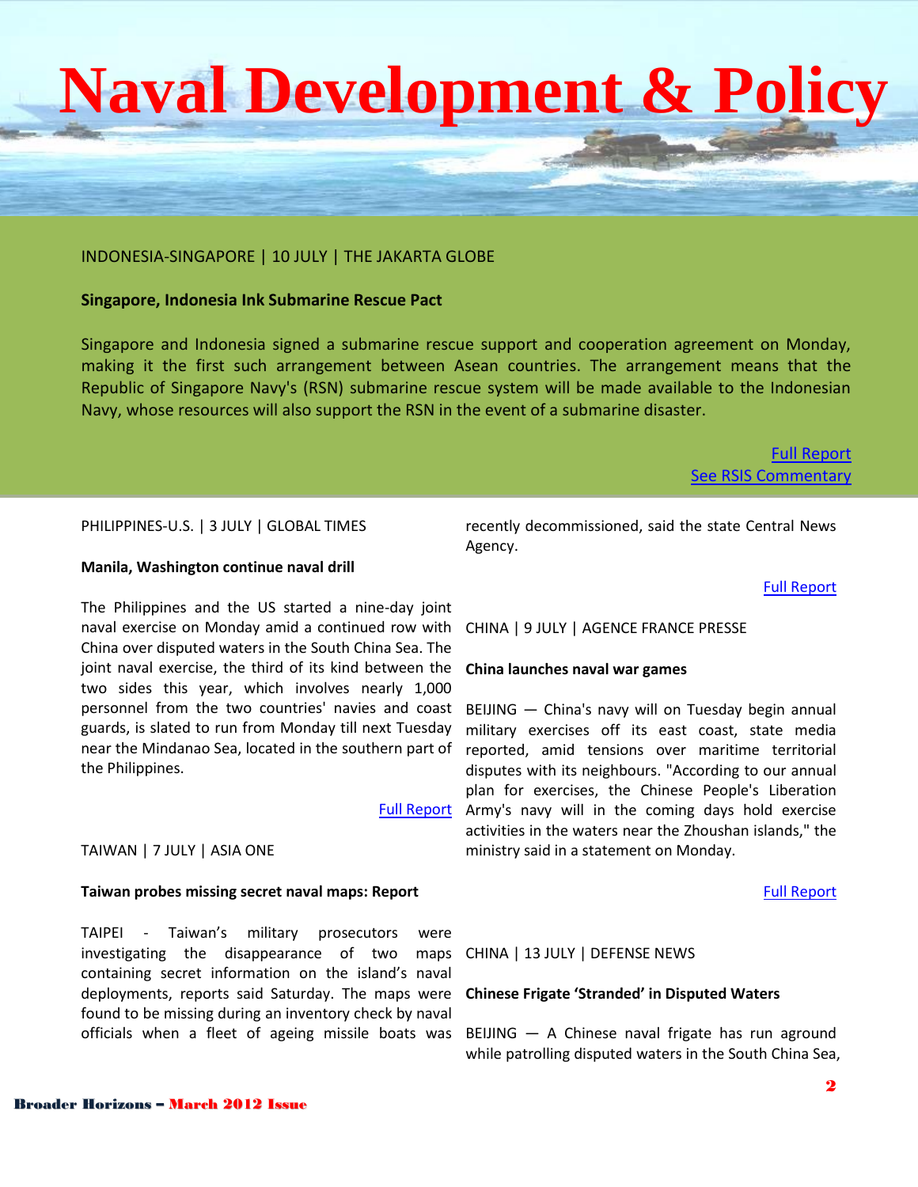# Naval Development & Policy

INDONESIA-SINGAPORE | 10 JULY | THE JAKARTA GLOBE

**Singapore, Indonesia Ink Submarine Rescue Pact**

Singapore and Indonesia signed a submarine rescue support and cooperation agreement on Monday, making it the first such arrangement between Asean countries. The arrangement means that the Republic of Singapore Navy's (RSN) submarine rescue system will be made available to the Indonesian Navy, whose resources will also support the RSN in the event of a submarine disaster.

Full Report
See RSIS Commentary

PHILIPPINES-U.S. | 3 JULY | GLOBAL TIMES

**Manila, Washington continue naval drill**

The Philippines and the US started a nine-day joint naval exercise on Monday amid a continued row with China over disputed waters in the South China Sea. The joint naval exercise, the third of its kind between the two sides this year, which involves nearly 1,000 personnel from the two countries' navies and coast guards, is slated to run from Monday till next Tuesday near the Mindanao Sea, located in the southern part of the Philippines.

Full Report

TAIWAN | 7 JULY | ASIA ONE

**Taiwan probes missing secret naval maps: Report**

TAIPEI - Taiwan's military prosecutors were investigating the disappearance of two maps containing secret information on the island's naval deployments, reports said Saturday. The maps were found to be missing during an inventory check by naval officials when a fleet of ageing missile boats was recently decommissioned, said the state Central News Agency.

Full Report

CHINA | 9 JULY | AGENCE FRANCE PRESSE

**China launches naval war games**

BEIJING — China's navy will on Tuesday begin annual military exercises off its east coast, state media reported, amid tensions over maritime territorial disputes with its neighbours. "According to our annual plan for exercises, the Chinese People's Liberation Army's navy will in the coming days hold exercise activities in the waters near the Zhoushan islands," the ministry said in a statement on Monday.

Full Report

CHINA | 13 JULY | DEFENSE NEWS

**Chinese Frigate 'Stranded' in Disputed Waters**

BEIJING — A Chinese naval frigate has run aground while patrolling disputed waters in the South China Sea,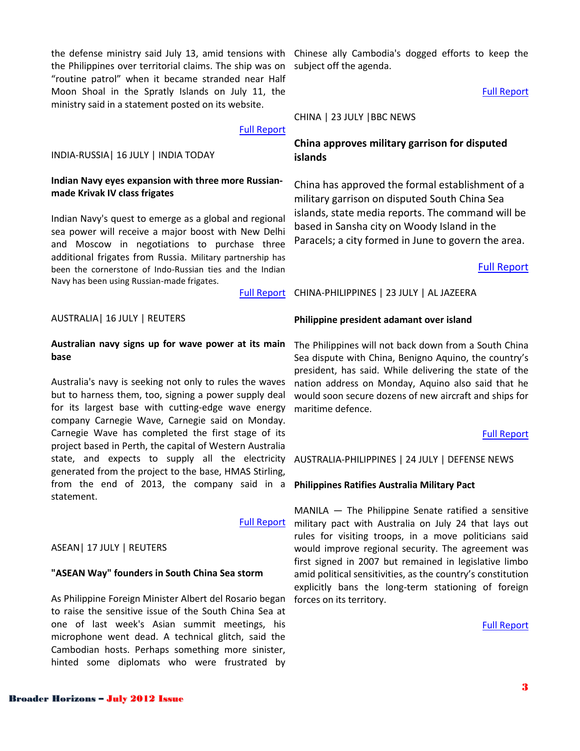the defense ministry said July 13, amid tensions with the Philippines over territorial claims. The ship was on "routine patrol" when it became stranded near Half Moon Shoal in the Spratly Islands on July 11, the ministry said in a statement posted on its website.

Full Report

INDIA-RUSSIA| 16 JULY | INDIA TODAY

**Indian Navy eyes expansion with three more Russian-made Krivak IV class frigates**

Indian Navy's quest to emerge as a global and regional sea power will receive a major boost with New Delhi and Moscow in negotiations to purchase three additional frigates from Russia. Military partnership has been the cornerstone of Indo-Russian ties and the Indian Navy has been using Russian-made frigates.

Full Report

AUSTRALIA| 16 JULY | REUTERS

**Australian navy signs up for wave power at its main base**

Australia's navy is seeking not only to rules the waves but to harness them, too, signing a power supply deal for its largest base with cutting-edge wave energy company Carnegie Wave, Carnegie said on Monday. Carnegie Wave has completed the first stage of its project based in Perth, the capital of Western Australia state, and expects to supply all the electricity generated from the project to the base, HMAS Stirling, from the end of 2013, the company said in a statement.

Full Report

ASEAN| 17 JULY | REUTERS

**"ASEAN Way" founders in South China Sea storm**

As Philippine Foreign Minister Albert del Rosario began to raise the sensitive issue of the South China Sea at one of last week's Asian summit meetings, his microphone went dead. A technical glitch, said the Cambodian hosts. Perhaps something more sinister, hinted some diplomats who were frustrated by Chinese ally Cambodia's dogged efforts to keep the subject off the agenda.

Full Report

CHINA | 23 JULY |BBC NEWS

**China approves military garrison for disputed islands**

China has approved the formal establishment of a military garrison on disputed South China Sea islands, state media reports. The command will be based in Sansha city on Woody Island in the Paracels; a city formed in June to govern the area.

Full Report

CHINA-PHILIPPINES | 23 JULY | AL JAZEERA

**Philippine president adamant over island**

The Philippines will not back down from a South China Sea dispute with China, Benigno Aquino, the country's president, has said. While delivering the state of the nation address on Monday, Aquino also said that he would soon secure dozens of new aircraft and ships for maritime defence.

Full Report

AUSTRALIA-PHILIPPINES | 24 JULY | DEFENSE NEWS

**Philippines Ratifies Australia Military Pact**

MANILA — The Philippine Senate ratified a sensitive military pact with Australia on July 24 that lays out rules for visiting troops, in a move politicians said would improve regional security. The agreement was first signed in 2007 but remained in legislative limbo amid political sensitivities, as the country's constitution explicitly bans the long-term stationing of foreign forces on its territory.

Full Report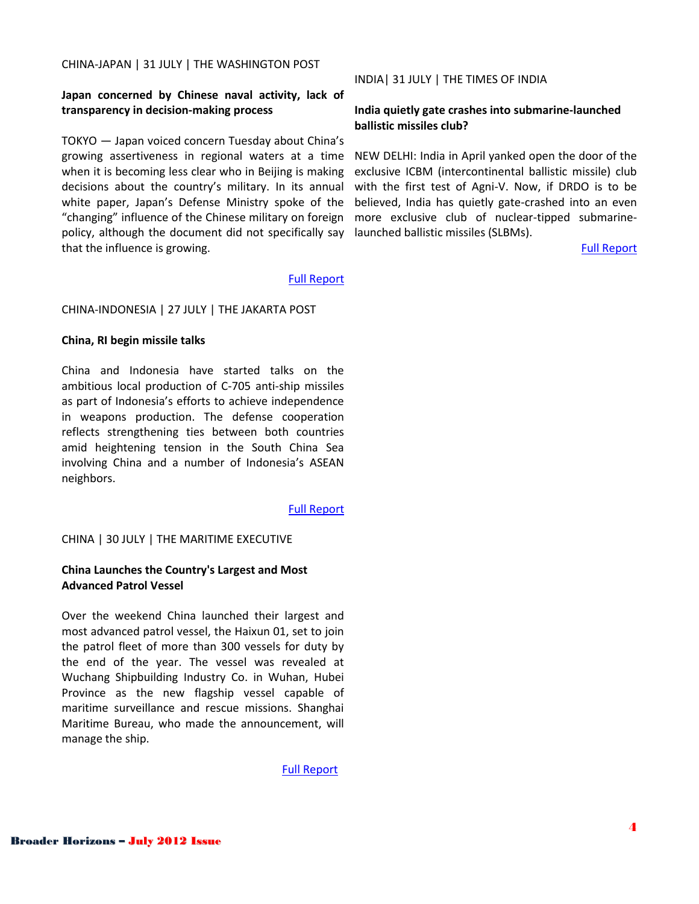CHINA-JAPAN | 31 JULY | THE WASHINGTON POST

**Japan concerned by Chinese naval activity, lack of transparency in decision-making process**

TOKYO — Japan voiced concern Tuesday about China's growing assertiveness in regional waters at a time when it is becoming less clear who in Beijing is making decisions about the country's military. In its annual white paper, Japan's Defense Ministry spoke of the "changing" influence of the Chinese military on foreign policy, although the document did not specifically say that the influence is growing.

Full Report

CHINA-INDONESIA | 27 JULY | THE JAKARTA POST

**China, RI begin missile talks**

China and Indonesia have started talks on the ambitious local production of C-705 anti-ship missiles as part of Indonesia's efforts to achieve independence in weapons production. The defense cooperation reflects strengthening ties between both countries amid heightening tension in the South China Sea involving China and a number of Indonesia's ASEAN neighbors.

Full Report

CHINA | 30 JULY | THE MARITIME EXECUTIVE

**China Launches the Country's Largest and Most Advanced Patrol Vessel**

Over the weekend China launched their largest and most advanced patrol vessel, the Haixun 01, set to join the patrol fleet of more than 300 vessels for duty by the end of the year. The vessel was revealed at Wuchang Shipbuilding Industry Co. in Wuhan, Hubei Province as the new flagship vessel capable of maritime surveillance and rescue missions. Shanghai Maritime Bureau, who made the announcement, will manage the ship.

Full Report

INDIA| 31 JULY | THE TIMES OF INDIA

**India quietly gate crashes into submarine-launched ballistic missiles club?**

NEW DELHI: India in April yanked open the door of the exclusive ICBM (intercontinental ballistic missile) club with the first test of Agni-V. Now, if DRDO is to be believed, India has quietly gate-crashed into an even more exclusive club of nuclear-tipped submarine-launched ballistic missiles (SLBMs).

Full Report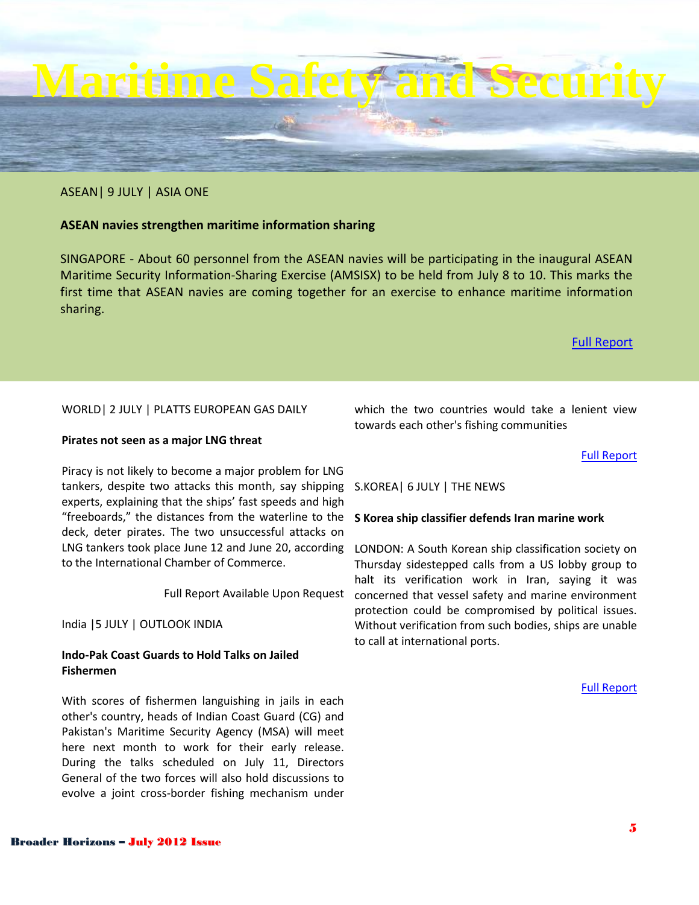# Maritime Safety and Security

ASEAN| 9 JULY | ASIA ONE

**ASEAN navies strengthen maritime information sharing**

SINGAPORE - About 60 personnel from the ASEAN navies will be participating in the inaugural ASEAN Maritime Security Information-Sharing Exercise (AMSISX) to be held from July 8 to 10. This marks the first time that ASEAN navies are coming together for an exercise to enhance maritime information sharing.

Full Report

WORLD| 2 JULY | PLATTS EUROPEAN GAS DAILY

**Pirates not seen as a major LNG threat**

Piracy is not likely to become a major problem for LNG tankers, despite two attacks this month, say shipping experts, explaining that the ships' fast speeds and high "freeboards," the distances from the waterline to the deck, deter pirates. The two unsuccessful attacks on LNG tankers took place June 12 and June 20, according to the International Chamber of Commerce.

Full Report Available Upon Request

India |5 JULY | OUTLOOK INDIA

**Indo-Pak Coast Guards to Hold Talks on Jailed Fishermen**

With scores of fishermen languishing in jails in each other's country, heads of Indian Coast Guard (CG) and Pakistan's Maritime Security Agency (MSA) will meet here next month to work for their early release. During the talks scheduled on July 11, Directors General of the two forces will also hold discussions to evolve a joint cross-border fishing mechanism under which the two countries would take a lenient view towards each other's fishing communities

Full Report

S.KOREA| 6 JULY | THE NEWS

**S Korea ship classifier defends Iran marine work**

LONDON: A South Korean ship classification society on Thursday sidestepped calls from a US lobby group to halt its verification work in Iran, saying it was concerned that vessel safety and marine environment protection could be compromised by political issues. Without verification from such bodies, ships are unable to call at international ports.

Full Report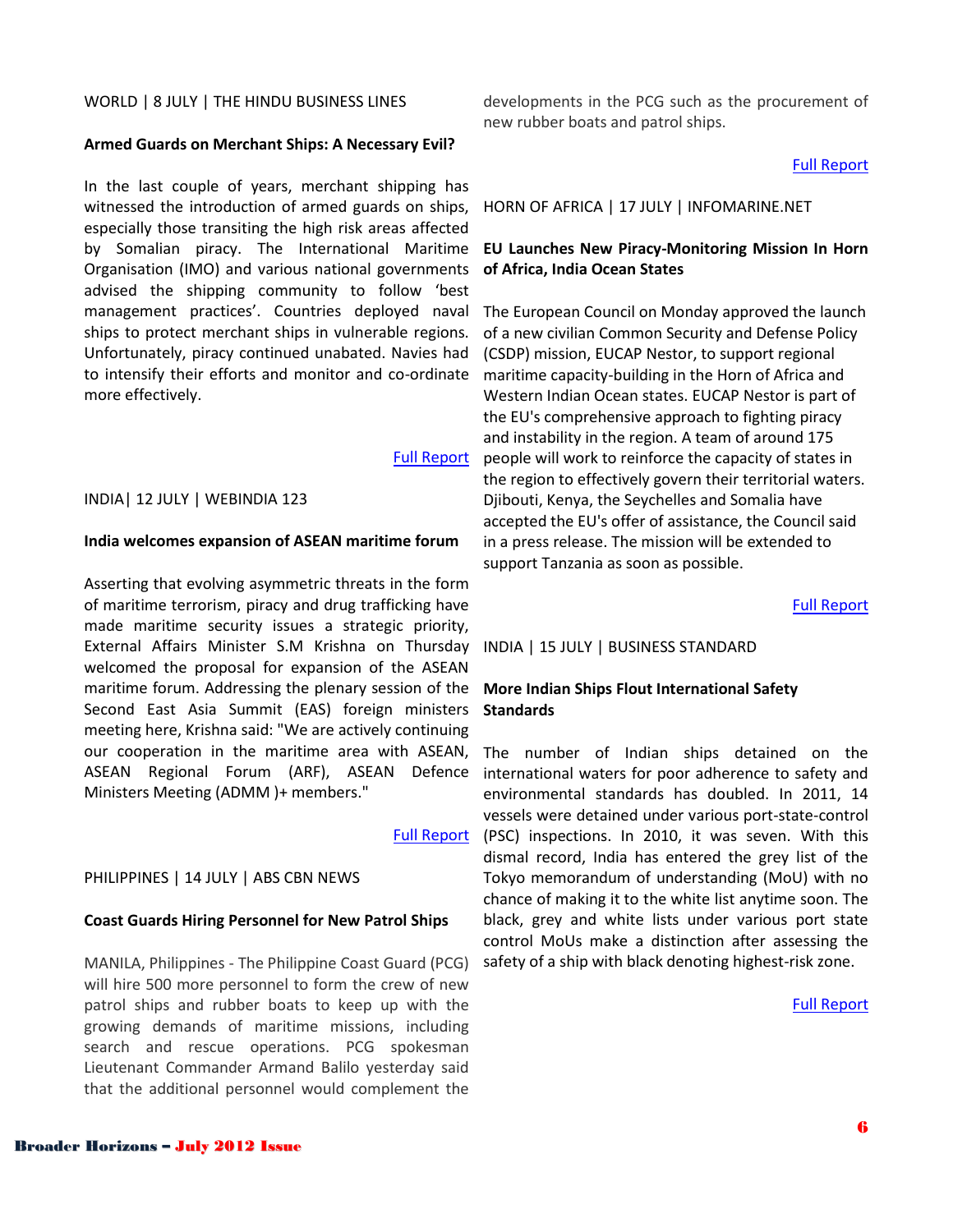WORLD | 8 JULY | THE HINDU BUSINESS LINES

**Armed Guards on Merchant Ships: A Necessary Evil?**

In the last couple of years, merchant shipping has witnessed the introduction of armed guards on ships, especially those transiting the high risk areas affected by Somalian piracy. The International Maritime Organisation (IMO) and various national governments advised the shipping community to follow 'best management practices'. Countries deployed naval ships to protect merchant ships in vulnerable regions. Unfortunately, piracy continued unabated. Navies had to intensify their efforts and monitor and co-ordinate more effectively.

Full Report

INDIA| 12 JULY | WEBINDIA 123

**India welcomes expansion of ASEAN maritime forum**

Asserting that evolving asymmetric threats in the form of maritime terrorism, piracy and drug trafficking have made maritime security issues a strategic priority, External Affairs Minister S.M Krishna on Thursday welcomed the proposal for expansion of the ASEAN maritime forum. Addressing the plenary session of the Second East Asia Summit (EAS) foreign ministers meeting here, Krishna said: "We are actively continuing our cooperation in the maritime area with ASEAN, ASEAN Regional Forum (ARF), ASEAN Defence Ministers Meeting (ADMM )+ members."

Full Report

PHILIPPINES | 14 JULY | ABS CBN NEWS

**Coast Guards Hiring Personnel for New Patrol Ships**

MANILA, Philippines - The Philippine Coast Guard (PCG) will hire 500 more personnel to form the crew of new patrol ships and rubber boats to keep up with the growing demands of maritime missions, including search and rescue operations. PCG spokesman Lieutenant Commander Armand Balilo yesterday said that the additional personnel would complement the developments in the PCG such as the procurement of new rubber boats and patrol ships.

Full Report

HORN OF AFRICA | 17 JULY | INFOMARINE.NET

**EU Launches New Piracy-Monitoring Mission In Horn of Africa, India Ocean States**

The European Council on Monday approved the launch of a new civilian Common Security and Defense Policy (CSDP) mission, EUCAP Nestor, to support regional maritime capacity-building in the Horn of Africa and Western Indian Ocean states. EUCAP Nestor is part of the EU's comprehensive approach to fighting piracy and instability in the region. A team of around 175 people will work to reinforce the capacity of states in the region to effectively govern their territorial waters. Djibouti, Kenya, the Seychelles and Somalia have accepted the EU's offer of assistance, the Council said in a press release. The mission will be extended to support Tanzania as soon as possible.

Full Report

INDIA | 15 JULY | BUSINESS STANDARD

**More Indian Ships Flout International Safety Standards**

The number of Indian ships detained on the international waters for poor adherence to safety and environmental standards has doubled. In 2011, 14 vessels were detained under various port-state-control (PSC) inspections. In 2010, it was seven. With this dismal record, India has entered the grey list of the Tokyo memorandum of understanding (MoU) with no chance of making it to the white list anytime soon. The black, grey and white lists under various port state control MoUs make a distinction after assessing the safety of a ship with black denoting highest-risk zone.

Full Report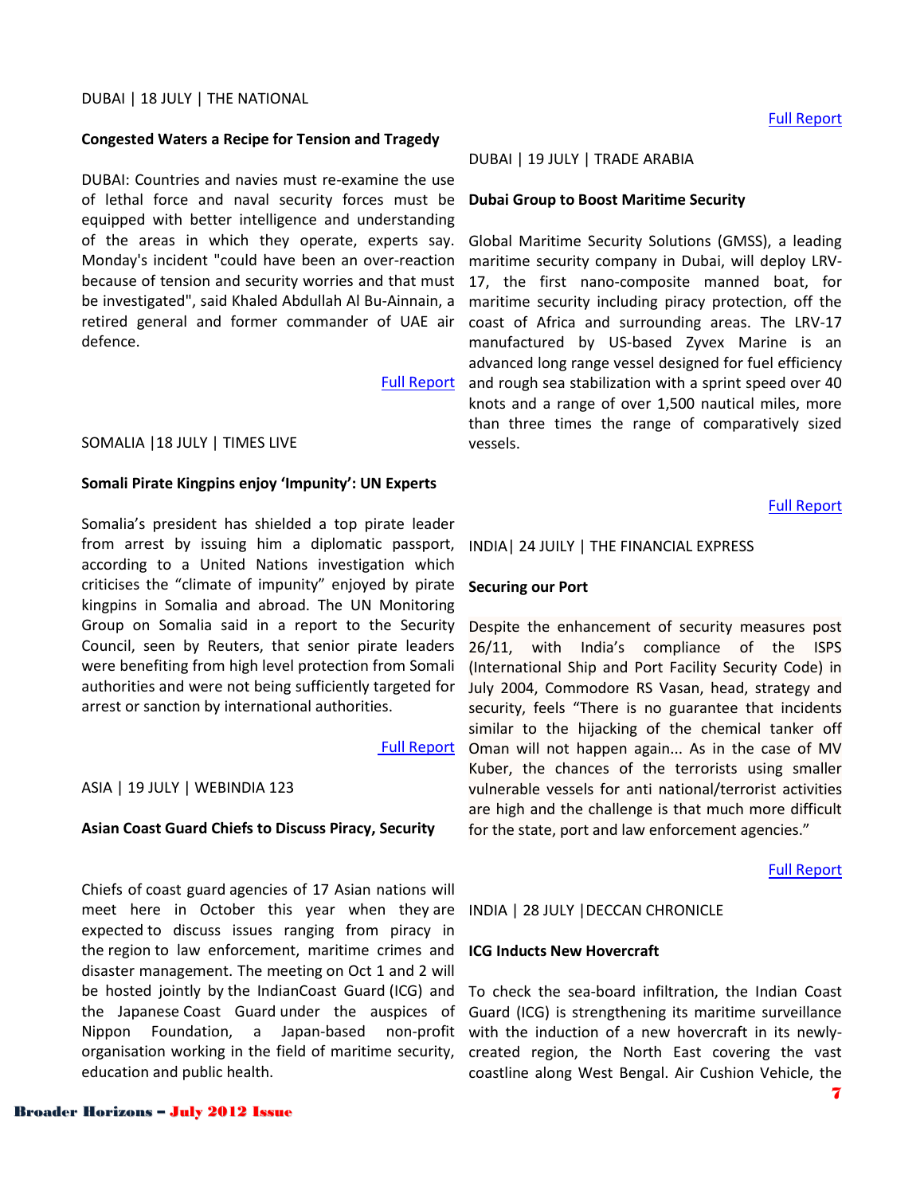DUBAI | 18 JULY | THE NATIONAL

**Congested Waters a Recipe for Tension and Tragedy**

DUBAI: Countries and navies must re-examine the use of lethal force and naval security forces must be equipped with better intelligence and understanding of the areas in which they operate, experts say. Monday's incident "could have been an over-reaction because of tension and security worries and that must be investigated", said Khaled Abdullah Al Bu-Ainnain, a retired general and former commander of UAE air defence.

Full Report

SOMALIA |18 JULY | TIMES LIVE

**Somali Pirate Kingpins enjoy 'Impunity': UN Experts**

Somalia's president has shielded a top pirate leader from arrest by issuing him a diplomatic passport, according to a United Nations investigation which criticises the "climate of impunity" enjoyed by pirate kingpins in Somalia and abroad. The UN Monitoring Group on Somalia said in a report to the Security Council, seen by Reuters, that senior pirate leaders were benefiting from high level protection from Somali authorities and were not being sufficiently targeted for arrest or sanction by international authorities.

Full Report

ASIA | 19 JULY | WEBINDIA 123

**Asian Coast Guard Chiefs to Discuss Piracy, Security**

Chiefs of coast guard agencies of 17 Asian nations will meet here in October this year when they are expected to discuss issues ranging from piracy in the region to law enforcement, maritime crimes and disaster management. The meeting on Oct 1 and 2 will be hosted jointly by the IndianCoast Guard (ICG) and the Japanese Coast Guard under the auspices of Nippon Foundation, a Japan-based non-profit organisation working in the field of maritime security, education and public health.

Full Report

DUBAI | 19 JULY | TRADE ARABIA

**Dubai Group to Boost Maritime Security**

Global Maritime Security Solutions (GMSS), a leading maritime security company in Dubai, will deploy LRV-17, the first nano-composite manned boat, for maritime security including piracy protection, off the coast of Africa and surrounding areas. The LRV-17 manufactured by US-based Zyvex Marine is an advanced long range vessel designed for fuel efficiency and rough sea stabilization with a sprint speed over 40 knots and a range of over 1,500 nautical miles, more than three times the range of comparatively sized vessels.

Full Report

INDIA| 24 JUILY | THE FINANCIAL EXPRESS

**Securing our Port**

Despite the enhancement of security measures post 26/11, with India's compliance of the ISPS (International Ship and Port Facility Security Code) in July 2004, Commodore RS Vasan, head, strategy and security, feels "There is no guarantee that incidents similar to the hijacking of the chemical tanker off Oman will not happen again... As in the case of MV Kuber, the chances of the terrorists using smaller vulnerable vessels for anti national/terrorist activities are high and the challenge is that much more difficult for the state, port and law enforcement agencies."

Full Report

INDIA | 28 JULY |DECCAN CHRONICLE

**ICG Inducts New Hovercraft**

To check the sea-board infiltration, the Indian Coast Guard (ICG) is strengthening its maritime surveillance with the induction of a new hovercraft in its newly-created region, the North East covering the vast coastline along West Bengal. Air Cushion Vehicle, the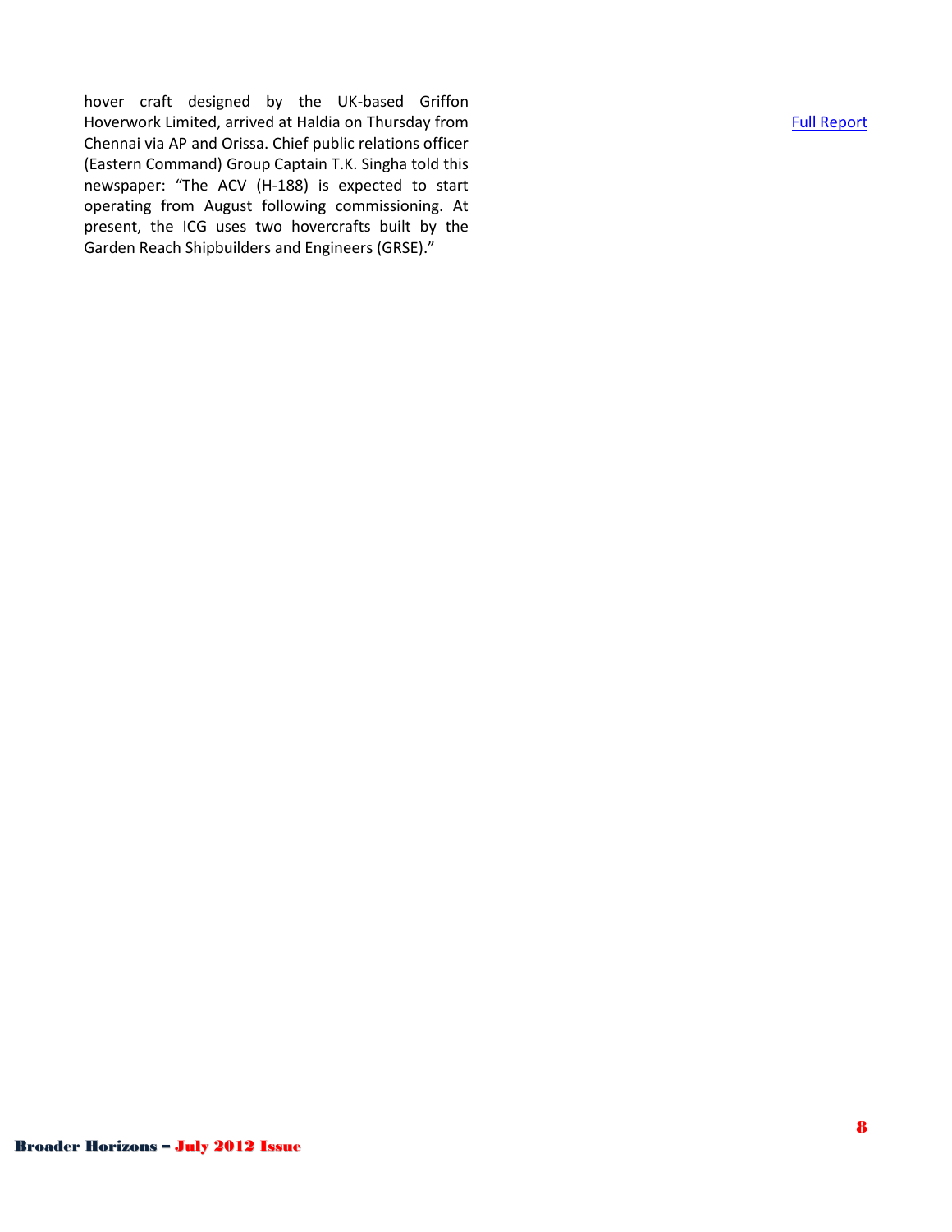hover craft designed by the UK-based Griffon Hoverwork Limited, arrived at Haldia on Thursday from Chennai via AP and Orissa. Chief public relations officer (Eastern Command) Group Captain T.K. Singha told this newspaper: "The ACV (H-188) is expected to start operating from August following commissioning. At present, the ICG uses two hovercrafts built by the Garden Reach Shipbuilders and Engineers (GRSE)."

Full Report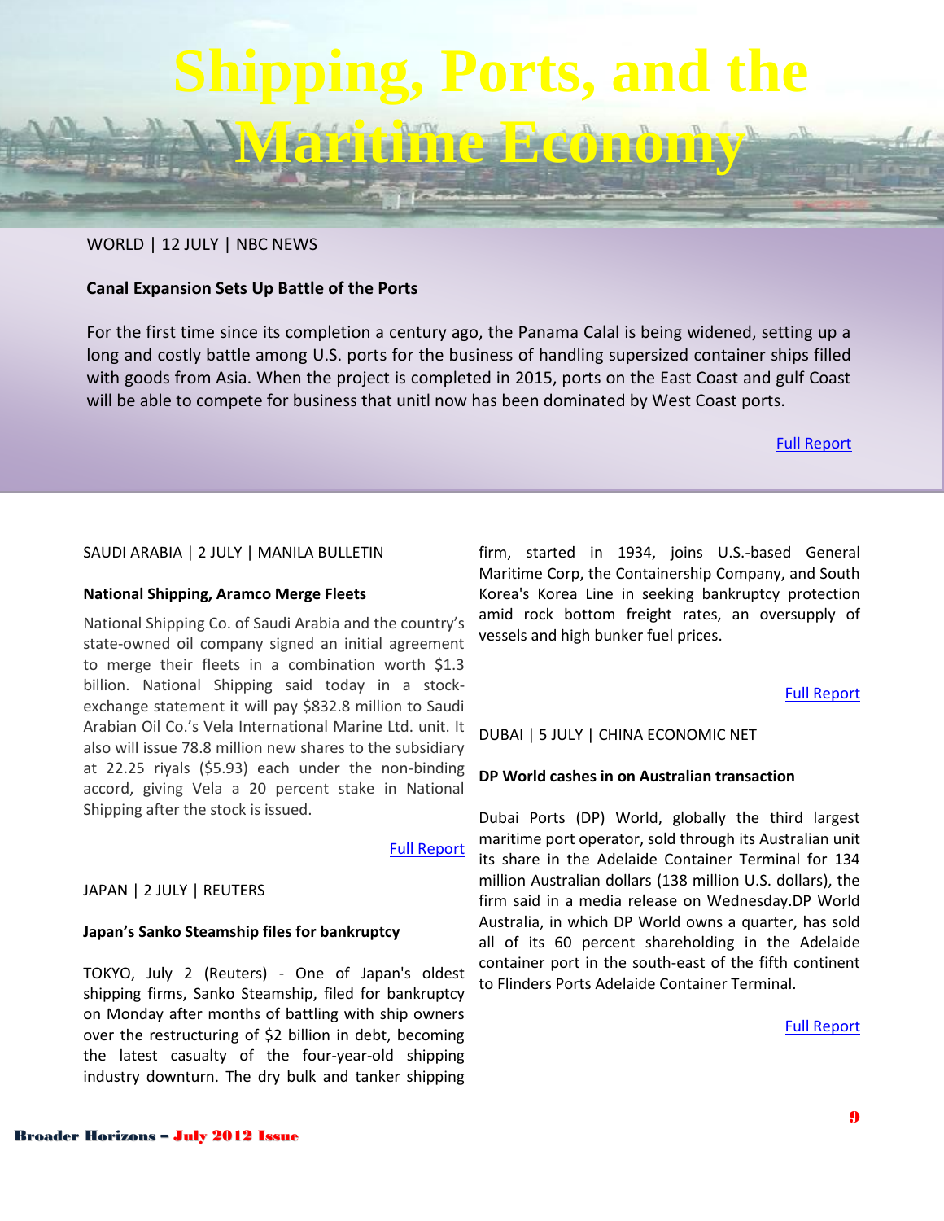# Shipping, Ports, and the Maritime Economy

WORLD | 12 JULY | NBC NEWS

**Canal Expansion Sets Up Battle of the Ports**

For the first time since its completion a century ago, the Panama Calal is being widened, setting up a long and costly battle among U.S. ports for the business of handling supersized container ships filled with goods from Asia. When the project is completed in 2015, ports on the East Coast and gulf Coast will be able to compete for business that unitl now has been dominated by West Coast ports.

Full Report

SAUDI ARABIA | 2 JULY | MANILA BULLETIN

**National Shipping, Aramco Merge Fleets**

National Shipping Co. of Saudi Arabia and the country's state-owned oil company signed an initial agreement to merge their fleets in a combination worth $1.3 billion. National Shipping said today in a stock-exchange statement it will pay $832.8 million to Saudi Arabian Oil Co.'s Vela International Marine Ltd. unit. It also will issue 78.8 million new shares to the subsidiary at 22.25 riyals ($5.93) each under the non-binding accord, giving Vela a 20 percent stake in National Shipping after the stock is issued.

Full Report

JAPAN | 2 JULY | REUTERS

**Japan's Sanko Steamship files for bankruptcy**

TOKYO, July 2 (Reuters) - One of Japan's oldest shipping firms, Sanko Steamship, filed for bankruptcy on Monday after months of battling with ship owners over the restructuring of $2 billion in debt, becoming the latest casualty of the four-year-old shipping industry downturn. The dry bulk and tanker shipping firm, started in 1934, joins U.S.-based General Maritime Corp, the Containership Company, and South Korea's Korea Line in seeking bankruptcy protection amid rock bottom freight rates, an oversupply of vessels and high bunker fuel prices.

Full Report

DUBAI | 5 JULY | CHINA ECONOMIC NET

**DP World cashes in on Australian transaction**

Dubai Ports (DP) World, globally the third largest maritime port operator, sold through its Australian unit its share in the Adelaide Container Terminal for 134 million Australian dollars (138 million U.S. dollars), the firm said in a media release on Wednesday.DP World Australia, in which DP World owns a quarter, has sold all of its 60 percent shareholding in the Adelaide container port in the south-east of the fifth continent to Flinders Ports Adelaide Container Terminal.

Full Report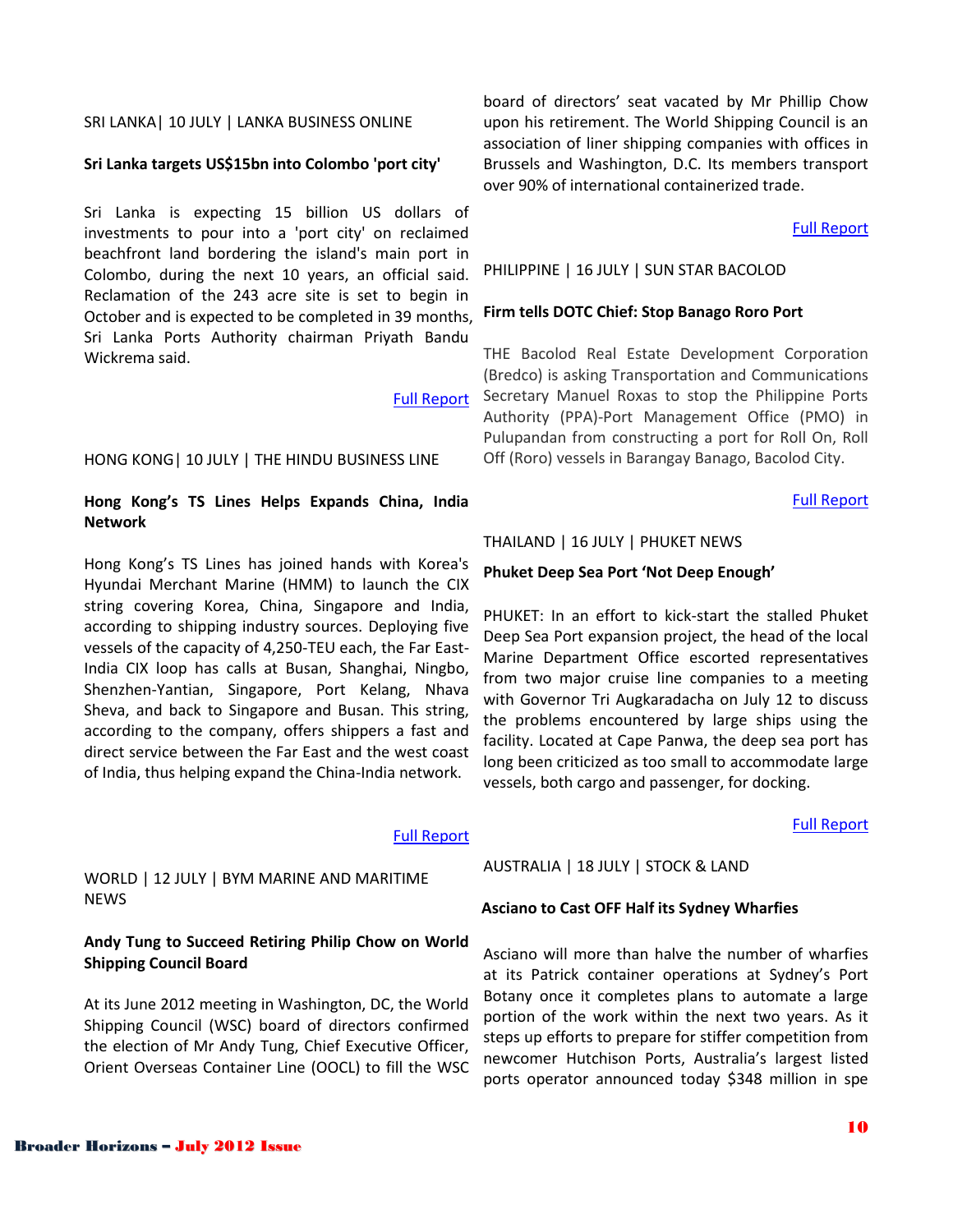SRI LANKA| 10 JULY | LANKA BUSINESS ONLINE

**Sri Lanka targets US$15bn into Colombo 'port city'**

Sri Lanka is expecting 15 billion US dollars of investments to pour into a 'port city' on reclaimed beachfront land bordering the island's main port in Colombo, during the next 10 years, an official said. Reclamation of the 243 acre site is set to begin in October and is expected to be completed in 39 months, Sri Lanka Ports Authority chairman Priyath Bandu Wickrema said.

Full Report

HONG KONG| 10 JULY | THE HINDU BUSINESS LINE

**Hong Kong's TS Lines Helps Expands China, India Network**

Hong Kong's TS Lines has joined hands with Korea's Hyundai Merchant Marine (HMM) to launch the CIX string covering Korea, China, Singapore and India, according to shipping industry sources. Deploying five vessels of the capacity of 4,250-TEU each, the Far East-India CIX loop has calls at Busan, Shanghai, Ningbo, Shenzhen-Yantian, Singapore, Port Kelang, Nhava Sheva, and back to Singapore and Busan. This string, according to the company, offers shippers a fast and direct service between the Far East and the west coast of India, thus helping expand the China-India network.

Full Report

WORLD | 12 JULY | BYM MARINE AND MARITIME NEWS

**Andy Tung to Succeed Retiring Philip Chow on World Shipping Council Board**

At its June 2012 meeting in Washington, DC, the World Shipping Council (WSC) board of directors confirmed the election of Mr Andy Tung, Chief Executive Officer, Orient Overseas Container Line (OOCL) to fill the WSC board of directors' seat vacated by Mr Phillip Chow upon his retirement. The World Shipping Council is an association of liner shipping companies with offices in Brussels and Washington, D.C. Its members transport over 90% of international containerized trade.

Full Report

PHILIPPINE | 16 JULY | SUN STAR BACOLOD

**Firm tells DOTC Chief: Stop Banago Roro Port**

THE Bacolod Real Estate Development Corporation (Bredco) is asking Transportation and Communications Secretary Manuel Roxas to stop the Philippine Ports Authority (PPA)-Port Management Office (PMO) in Pulupandan from constructing a port for Roll On, Roll Off (Roro) vessels in Barangay Banago, Bacolod City.

Full Report

THAILAND | 16 JULY | PHUKET NEWS

**Phuket Deep Sea Port 'Not Deep Enough'**

PHUKET: In an effort to kick-start the stalled Phuket Deep Sea Port expansion project, the head of the local Marine Department Office escorted representatives from two major cruise line companies to a meeting with Governor Tri Augkaradacha on July 12 to discuss the problems encountered by large ships using the facility. Located at Cape Panwa, the deep sea port has long been criticized as too small to accommodate large vessels, both cargo and passenger, for docking.

Full Report

AUSTRALIA | 18 JULY | STOCK & LAND

**Asciano to Cast OFF Half its Sydney Wharfies**

Asciano will more than halve the number of wharfies at its Patrick container operations at Sydney's Port Botany once it completes plans to automate a large portion of the work within the next two years. As it steps up efforts to prepare for stiffer competition from newcomer Hutchison Ports, Australia's largest listed ports operator announced today $348 million in spe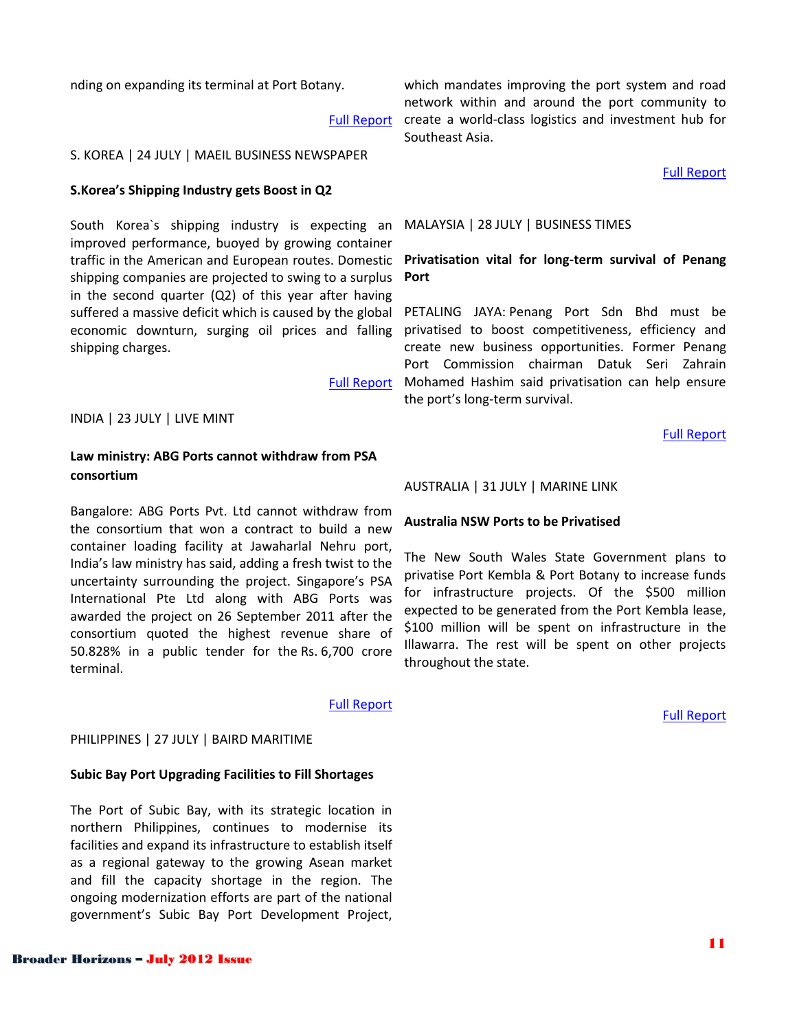nding on expanding its terminal at Port Botany.

Full Report

S. KOREA | 24 JULY | MAEIL BUSINESS NEWSPAPER

**S.Korea's Shipping Industry gets Boost in Q2**

South Korea`s shipping industry is expecting an improved performance, buoyed by growing container traffic in the American and European routes. Domestic shipping companies are projected to swing to a surplus in the second quarter (Q2) of this year after having suffered a massive deficit which is caused by the global economic downturn, surging oil prices and falling shipping charges.

Full Report

INDIA | 23 JULY | LIVE MINT

**Law ministry: ABG Ports cannot withdraw from PSA consortium**

Bangalore: ABG Ports Pvt. Ltd cannot withdraw from the consortium that won a contract to build a new container loading facility at Jawaharlal Nehru port, India's law ministry has said, adding a fresh twist to the uncertainty surrounding the project. Singapore's PSA International Pte Ltd along with ABG Ports was awarded the project on 26 September 2011 after the consortium quoted the highest revenue share of 50.828% in a public tender for the Rs. 6,700 crore terminal.

Full Report

PHILIPPINES | 27 JULY | BAIRD MARITIME

**Subic Bay Port Upgrading Facilities to Fill Shortages**

The Port of Subic Bay, with its strategic location in northern Philippines, continues to modernise its facilities and expand its infrastructure to establish itself as a regional gateway to the growing Asean market and fill the capacity shortage in the region. The ongoing modernization efforts are part of the national government's Subic Bay Port Development Project, which mandates improving the port system and road network within and around the port community to create a world-class logistics and investment hub for Southeast Asia.

Full Report

MALAYSIA | 28 JULY | BUSINESS TIMES

**Privatisation vital for long-term survival of Penang Port**

PETALING JAYA: Penang Port Sdn Bhd must be privatised to boost competitiveness, efficiency and create new business opportunities. Former Penang Port Commission chairman Datuk Seri Zahrain Mohamed Hashim said privatisation can help ensure the port's long-term survival.

Full Report

AUSTRALIA | 31 JULY | MARINE LINK

**Australia NSW Ports to be Privatised**

The New South Wales State Government plans to privatise Port Kembla & Port Botany to increase funds for infrastructure projects. Of the $500 million expected to be generated from the Port Kembla lease, $100 million will be spent on infrastructure in the Illawarra. The rest will be spent on other projects throughout the state.

Full Report